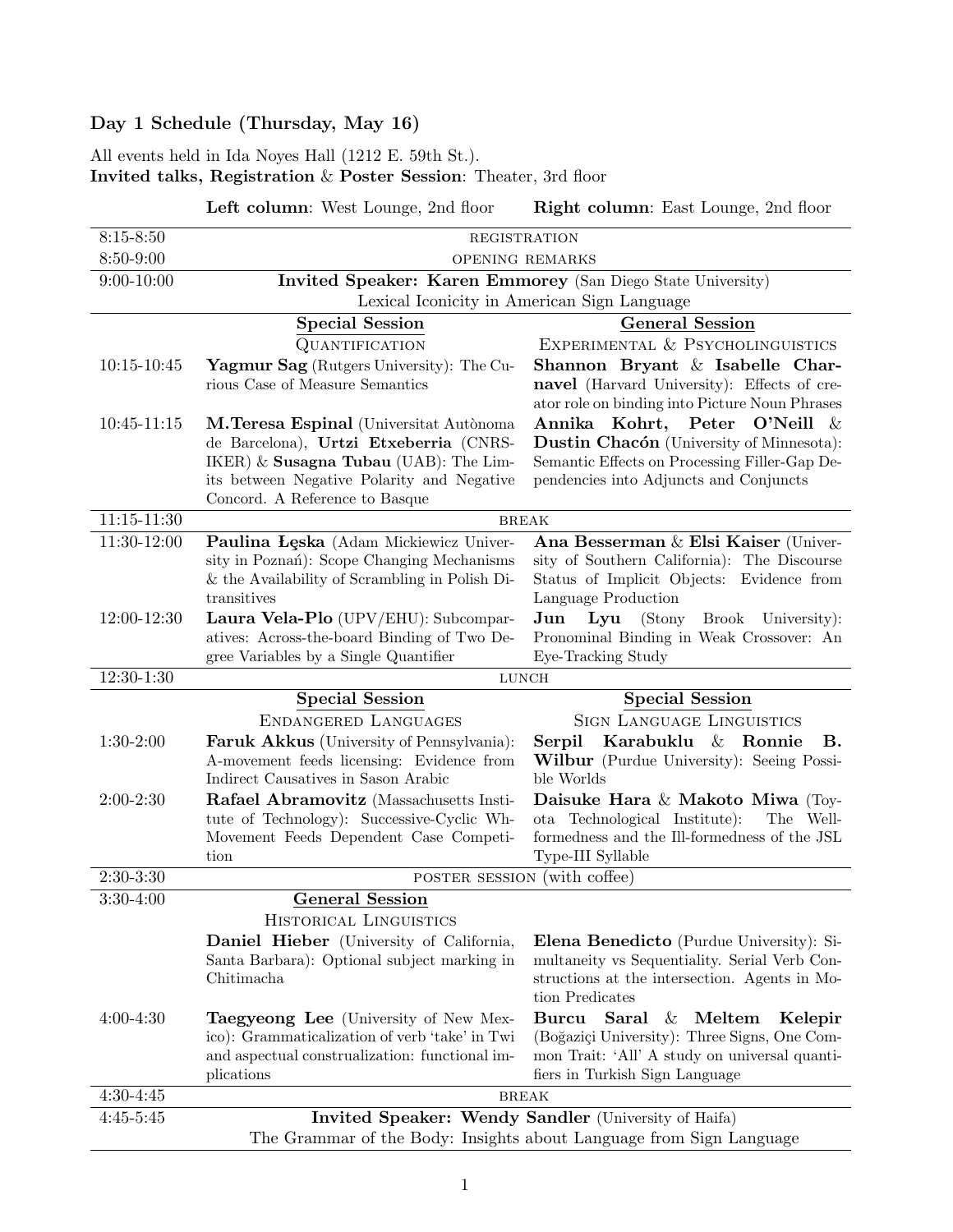## Day 1 Schedule (Thursday, May 16)

All events held in Ida Noyes Hall (1212 E. 59th St.).
**Invited talks, Registration** & **Poster Session**: Theater, 3rd floor

| | **Left column**: West Lounge, 2nd floor | **Right column**: East Lounge, 2nd floor |
|---|---|---|
| 8:15-8:50 | REGISTRATION | |
| 8:50-9:00 | OPENING REMARKS | |
| 9:00-10:00 | **Invited Speaker: Karen Emmorey** (San Diego State University) Lexical Iconicity in American Sign Language | |
| | **Special Session** QUANTIFICATION | **General Session** EXPERIMENTAL & PSYCHOLINGUISTICS |
| 10:15-10:45 | **Yagmur Sag** (Rutgers University): The Curious Case of Measure Semantics | **Shannon Bryant** & **Isabelle Charnavel** (Harvard University): Effects of creator role on binding into Picture Noun Phrases |
| 10:45-11:15 | **M.Teresa Espinal** (Universitat Autònoma de Barcelona), **Urtzi Etxeberria** (CNRS-IKER) & **Susagna Tubau** (UAB): The Limits between Negative Polarity and Negative Concord. A Reference to Basque | **Annika Kohrt**, **Peter O'Neill** & **Dustin Chacón** (University of Minnesota): Semantic Effects on Processing Filler-Gap Dependencies into Adjuncts and Conjuncts |
| 11:15-11:30 | BREAK | |
| 11:30-12:00 | **Paulina Łęska** (Adam Mickiewicz University in Poznań): Scope Changing Mechanisms & the Availability of Scrambling in Polish Ditransitives | **Ana Besserman** & **Elsi Kaiser** (University of Southern California): The Discourse Status of Implicit Objects: Evidence from Language Production |
| 12:00-12:30 | **Laura Vela-Plo** (UPV/EHU): Subcomparatives: Across-the-board Binding of Two Degree Variables by a Single Quantifier | **Jun Lyu** (Stony Brook University): Pronominal Binding in Weak Crossover: An Eye-Tracking Study |
| 12:30-1:30 | LUNCH | |
| | **Special Session** ENDANGERED LANGUAGES | **Special Session** SIGN LANGUAGE LINGUISTICS |
| 1:30-2:00 | **Faruk Akkus** (University of Pennsylvania): A-movement feeds licensing: Evidence from Indirect Causatives in Sason Arabic | **Serpil Karabuklu** & **Ronnie B. Wilbur** (Purdue University): Seeing Possible Worlds |
| 2:00-2:30 | **Rafael Abramovitz** (Massachusetts Institute of Technology): Successive-Cyclic Wh-Movement Feeds Dependent Case Competition | **Daisuke Hara** & **Makoto Miwa** (Toyota Technological Institute): The Well-formedness and the Ill-formedness of the JSL Type-III Syllable |
| 2:30-3:30 | POSTER SESSION (with coffee) | |
| | **General Session** HISTORICAL LINGUISTICS | |
| 3:30-4:00 | **Daniel Hieber** (University of California, Santa Barbara): Optional subject marking in Chitimacha | **Elena Benedicto** (Purdue University): Simultaneity vs Sequentiality. Serial Verb Constructions at the intersection. Agents in Motion Predicates |
| 4:00-4:30 | **Taegyeong Lee** (University of New Mexico): Grammaticalization of verb 'take' in Twi and aspectual construalization: functional implications | **Burcu Saral** & **Meltem Kelepir** (Boğaziçi University): Three Signs, One Common Trait: 'All' A study on universal quantifiers in Turkish Sign Language |
| 4:30-4:45 | BREAK | |
| 4:45-5:45 | **Invited Speaker: Wendy Sandler** (University of Haifa) The Grammar of the Body: Insights about Language from Sign Language | |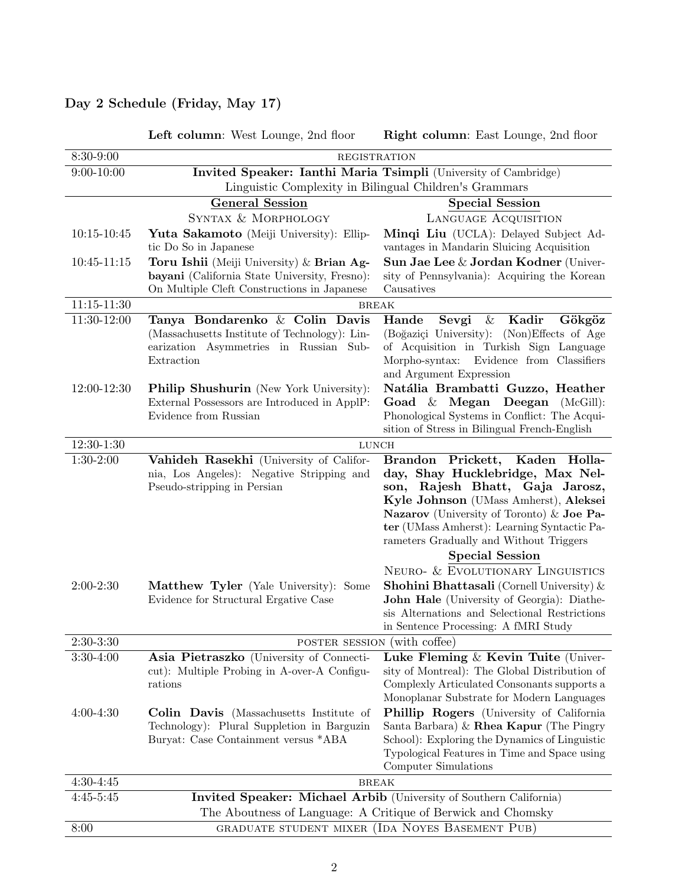## Day 2 Schedule (Friday, May 17)

| | **Left column**: West Lounge, 2nd floor | **Right column**: East Lounge, 2nd floor |
|---|---|---|
| 8:30-9:00 | REGISTRATION | |
| 9:00-10:00 | **Invited Speaker: Ianthi Maria Tsimpli** (University of Cambridge) Linguistic Complexity in Bilingual Children's Grammars | |
| | **General Session** SYNTAX & MORPHOLOGY | **Special Session** LANGUAGE ACQUISITION |
| 10:15-10:45 | **Yuta Sakamoto** (Meiji University): Elliptic Do So in Japanese | **Minqi Liu** (UCLA): Delayed Subject Advantages in Mandarin Sluicing Acquisition |
| 10:45-11:15 | **Toru Ishii** (Meiji University) & **Brian Agbayani** (California State University, Fresno): On Multiple Cleft Constructions in Japanese | **Sun Jae Lee** & **Jordan Kodner** (University of Pennsylvania): Acquiring the Korean Causatives |
| 11:15-11:30 | BREAK | |
| 11:30-12:00 | **Tanya Bondarenko** & **Colin Davis** (Massachusetts Institute of Technology): Linearization Asymmetries in Russian Sub-Extraction | **Hande Sevgi** & **Kadir Gökgöz** (Boğaziçi University): (Non)Effects of Age of Acquisition in Turkish Sign Language Morpho-syntax: Evidence from Classifiers and Argument Expression |
| 12:00-12:30 | **Philip Shushurin** (New York University): External Possessors are Introduced in ApplP: Evidence from Russian | **Natália Brambatti Guzzo, Heather Goad** & **Megan Deegan** (McGill): Phonological Systems in Conflict: The Acquisition of Stress in Bilingual French-English |
| 12:30-1:30 | LUNCH | |
| 1:30-2:00 | **Vahideh Rasekhi** (University of California, Los Angeles): Negative Stripping and Pseudo-stripping in Persian | **Brandon Prickett, Kaden Holladay, Shay Hucklebridge, Max Nelson, Rajesh Bhatt, Gaja Jarosz, Kyle Johnson** (UMass Amherst), **Aleksei Nazarov** (University of Toronto) & **Joe Pater** (UMass Amherst): Learning Syntactic Parameters Gradually and Without Triggers |
| | | **Special Session** NEURO- & EVOLUTIONARY LINGUISTICS |
| 2:00-2:30 | **Matthew Tyler** (Yale University): Some Evidence for Structural Ergative Case | **Shohini Bhattasali** (Cornell University) & **John Hale** (University of Georgia): Diathesis Alternations and Selectional Restrictions in Sentence Processing: A fMRI Study |
| 2:30-3:30 | POSTER SESSION (with coffee) | |
| 3:30-4:00 | **Asia Pietraszko** (University of Connecticut): Multiple Probing in A-over-A Configurations | **Luke Fleming** & **Kevin Tuite** (University of Montreal): The Global Distribution of Complexly Articulated Consonants supports a Monoplanar Substrate for Modern Languages |
| 4:00-4:30 | **Colin Davis** (Massachusetts Institute of Technology): Plural Suppletion in Barguzin Buryat: Case Containment versus *ABA | **Phillip Rogers** (University of California Santa Barbara) & **Rhea Kapur** (The Pingry School): Exploring the Dynamics of Linguistic Typological Features in Time and Space using Computer Simulations |
| 4:30-4:45 | BREAK | |
| 4:45-5:45 | **Invited Speaker: Michael Arbib** (University of Southern California) The Aboutness of Language: A Critique of Berwick and Chomsky | |
| 8:00 | GRADUATE STUDENT MIXER (IDA NOYES BASEMENT PUB) | |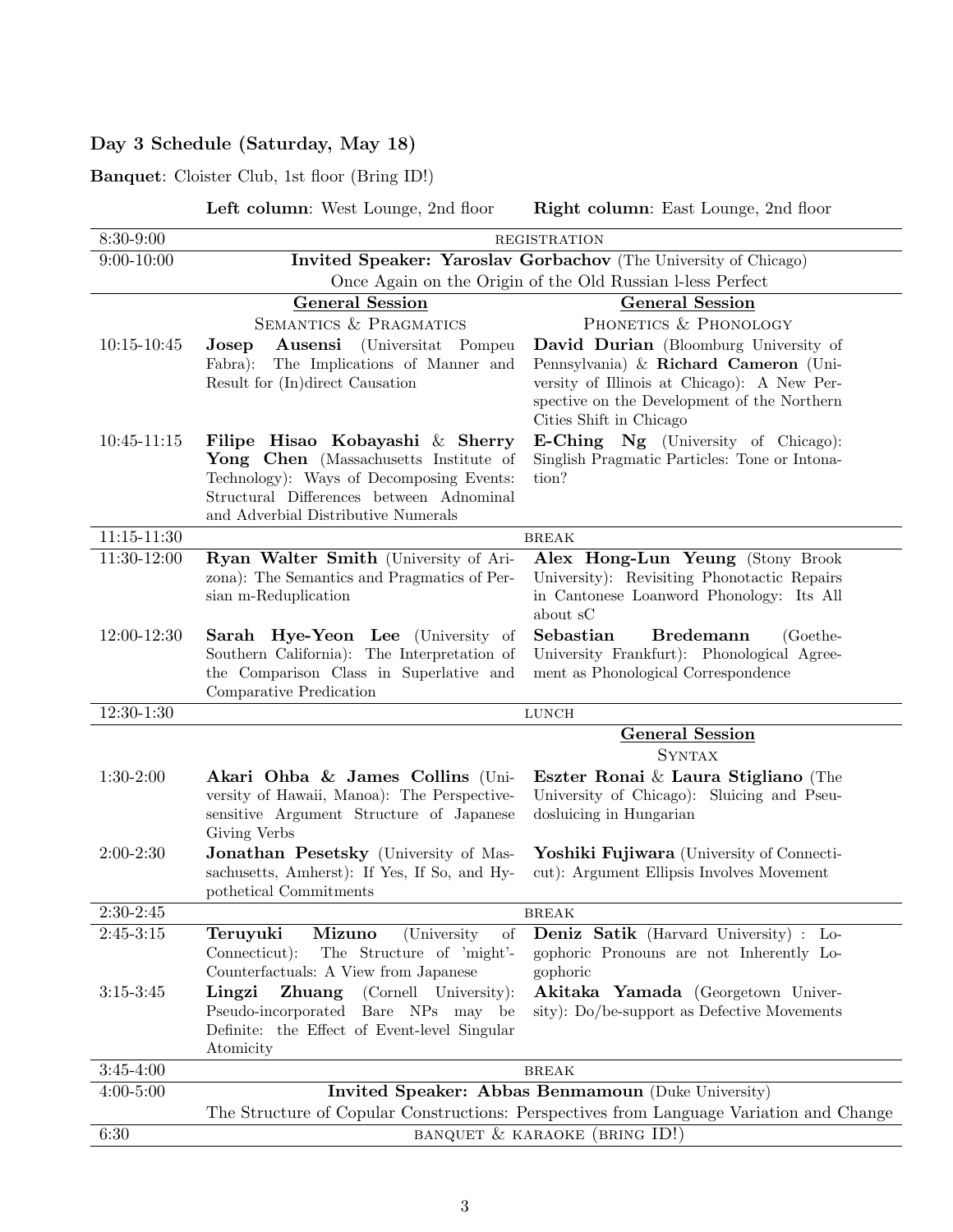## Day 3 Schedule (Saturday, May 18)

**Banquet**: Cloister Club, 1st floor (Bring ID!)

| | **Left column**: West Lounge, 2nd floor | **Right column**: East Lounge, 2nd floor |
|---|---|---|
| 8:30-9:00 | REGISTRATION | |
| 9:00-10:00 | **Invited Speaker: Yaroslav Gorbachov** (The University of Chicago) Once Again on the Origin of the Old Russian l-less Perfect | |
| | **General Session** SEMANTICS & PRAGMATICS | **General Session** PHONETICS & PHONOLOGY |
| 10:15-10:45 | **Josep Ausensi** (Universitat Pompeu Fabra): The Implications of Manner and Result for (In)direct Causation | **David Durian** (Bloomburg University of Pennsylvania) & **Richard Cameron** (University of Illinois at Chicago): A New Perspective on the Development of the Northern Cities Shift in Chicago |
| 10:45-11:15 | **Filipe Hisao Kobayashi** & **Sherry Yong Chen** (Massachusetts Institute of Technology): Ways of Decomposing Events: Structural Differences between Adnominal and Adverbial Distributive Numerals | **E-Ching Ng** (University of Chicago): Singlish Pragmatic Particles: Tone or Intonation? |
| 11:15-11:30 | BREAK | |
| 11:30-12:00 | **Ryan Walter Smith** (University of Arizona): The Semantics and Pragmatics of Persian m-Reduplication | **Alex Hong-Lun Yeung** (Stony Brook University): Revisiting Phonotactic Repairs in Cantonese Loanword Phonology: Its All about sC |
| 12:00-12:30 | **Sarah Hye-Yeon Lee** (University of Southern California): The Interpretation of the Comparison Class in Superlative and Comparative Predication | **Sebastian Bredemann** (Goethe-University Frankfurt): Phonological Agreement as Phonological Correspondence |
| 12:30-1:30 | LUNCH | |
| | | **General Session** SYNTAX |
| 1:30-2:00 | **Akari Ohba & James Collins** (University of Hawaii, Manoa): The Perspective-sensitive Argument Structure of Japanese Giving Verbs | **Eszter Ronai** & **Laura Stigliano** (The University of Chicago): Sluicing and Pseudosluicing in Hungarian |
| 2:00-2:30 | **Jonathan Pesetsky** (University of Massachusetts, Amherst): If Yes, If So, and Hypothetical Commitments | **Yoshiki Fujiwara** (University of Connecticut): Argument Ellipsis Involves Movement |
| 2:30-2:45 | BREAK | |
| 2:45-3:15 | **Teruyuki Mizuno** (University of Connecticut): The Structure of 'might'-Counterfactuals: A View from Japanese | **Deniz Satik** (Harvard University) : Logophoric Pronouns are not Inherently Logophoric |
| 3:15-3:45 | **Lingzi Zhuang** (Cornell University): Pseudo-incorporated Bare NPs may be Definite: the Effect of Event-level Singular Atomicity | **Akitaka Yamada** (Georgetown University): Do/be-support as Defective Movements |
| 3:45-4:00 | BREAK | |
| 4:00-5:00 | **Invited Speaker: Abbas Benmamoun** (Duke University) The Structure of Copular Constructions: Perspectives from Language Variation and Change | |
| 6:30 | BANQUET & KARAOKE (BRING ID!) | |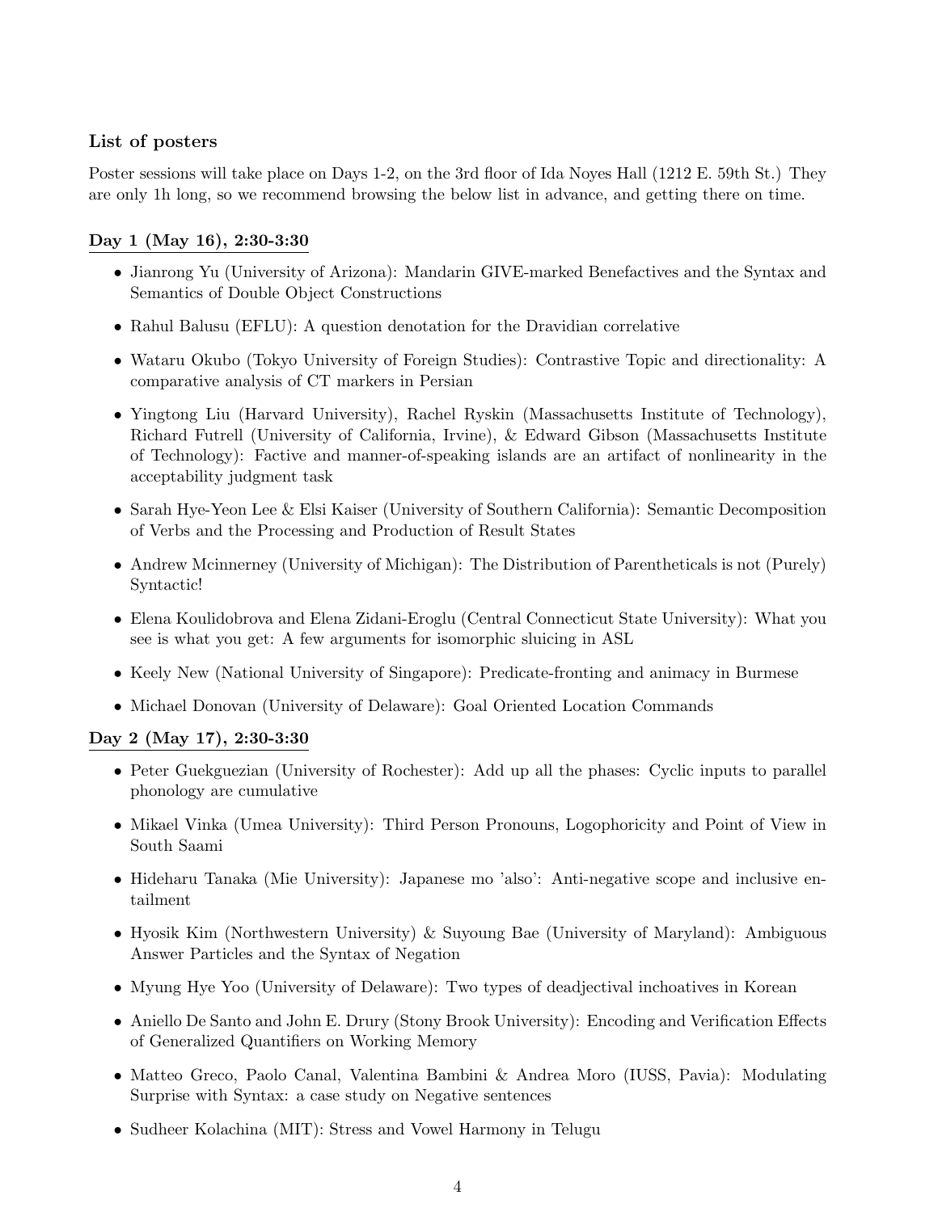### List of posters

Poster sessions will take place on Days 1-2, on the 3rd floor of Ida Noyes Hall (1212 E. 59th St.) They are only 1h long, so we recommend browsing the below list in advance, and getting there on time.

**Day 1 (May 16), 2:30-3:30**

- Jianrong Yu (University of Arizona): Mandarin GIVE-marked Benefactives and the Syntax and Semantics of Double Object Constructions
- Rahul Balusu (EFLU): A question denotation for the Dravidian correlative
- Wataru Okubo (Tokyo University of Foreign Studies): Contrastive Topic and directionality: A comparative analysis of CT markers in Persian
- Yingtong Liu (Harvard University), Rachel Ryskin (Massachusetts Institute of Technology), Richard Futrell (University of California, Irvine), & Edward Gibson (Massachusetts Institute of Technology): Factive and manner-of-speaking islands are an artifact of nonlinearity in the acceptability judgment task
- Sarah Hye-Yeon Lee & Elsi Kaiser (University of Southern California): Semantic Decomposition of Verbs and the Processing and Production of Result States
- Andrew Mcinnerney (University of Michigan): The Distribution of Parentheticals is not (Purely) Syntactic!
- Elena Koulidobrova and Elena Zidani-Eroglu (Central Connecticut State University): What you see is what you get: A few arguments for isomorphic sluicing in ASL
- Keely New (National University of Singapore): Predicate-fronting and animacy in Burmese
- Michael Donovan (University of Delaware): Goal Oriented Location Commands

**Day 2 (May 17), 2:30-3:30**

- Peter Guekguezian (University of Rochester): Add up all the phases: Cyclic inputs to parallel phonology are cumulative
- Mikael Vinka (Umea University): Third Person Pronouns, Logophoricity and Point of View in South Saami
- Hideharu Tanaka (Mie University): Japanese mo 'also': Anti-negative scope and inclusive entailment
- Hyosik Kim (Northwestern University) & Suyoung Bae (University of Maryland): Ambiguous Answer Particles and the Syntax of Negation
- Myung Hye Yoo (University of Delaware): Two types of deadjectival inchoatives in Korean
- Aniello De Santo and John E. Drury (Stony Brook University): Encoding and Verification Effects of Generalized Quantifiers on Working Memory
- Matteo Greco, Paolo Canal, Valentina Bambini & Andrea Moro (IUSS, Pavia): Modulating Surprise with Syntax: a case study on Negative sentences
- Sudheer Kolachina (MIT): Stress and Vowel Harmony in Telugu